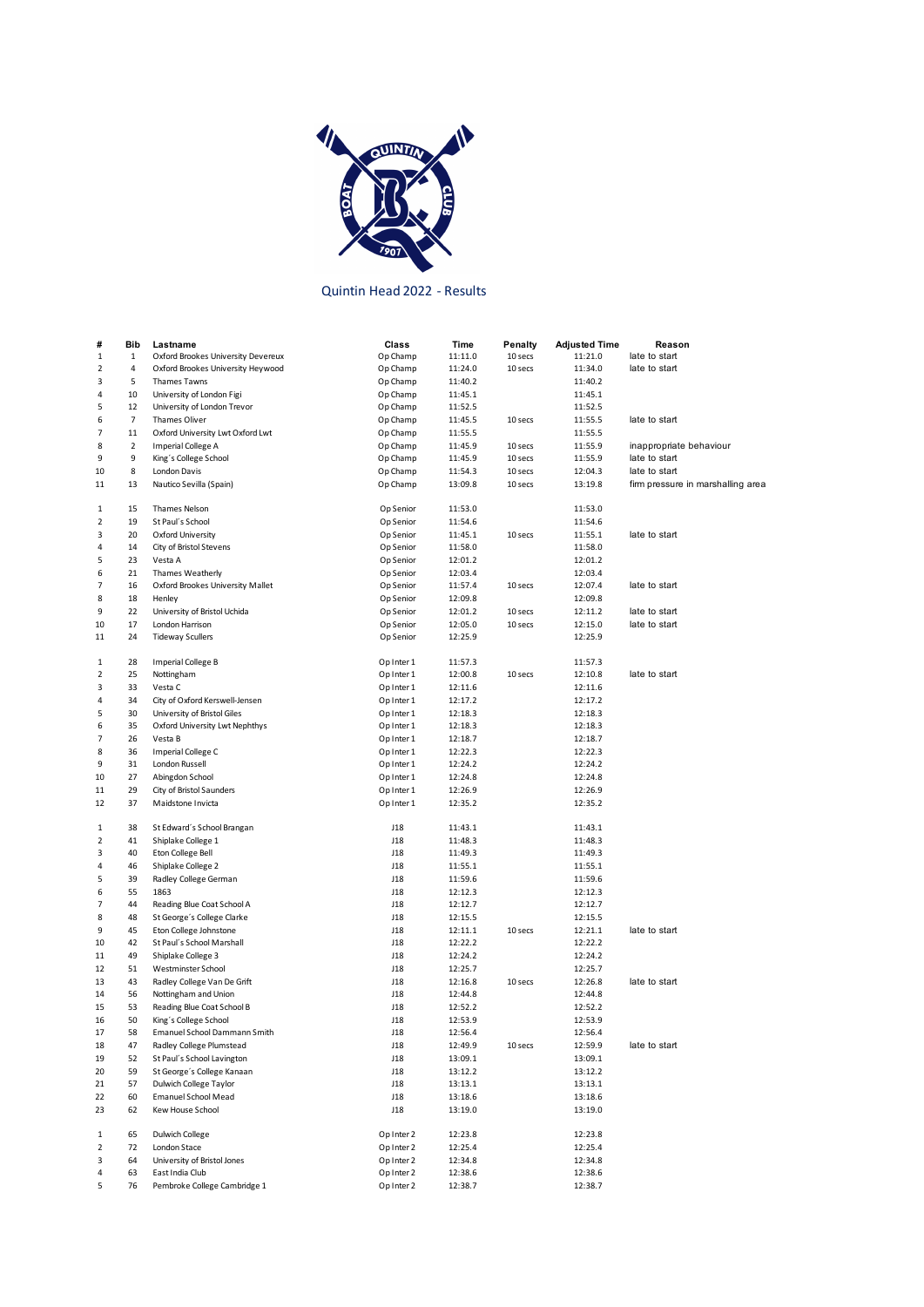# Quintin Head 2022 - Results

| # | Bib | Lastname | Class | Time | Penalty | Adjusted Time | Reason |
|---|---|---|---|---|---|---|---|
| 1 | 1 | Oxford Brookes University Devereux | Op Champ | 11:11.0 | 10 secs | 11:21.0 | late to start |
| 2 | 4 | Oxford Brookes University Heywood | Op Champ | 11:24.0 | 10 secs | 11:34.0 | late to start |
| 3 | 5 | Thames Tawns | Op Champ | 11:40.2 | | 11:40.2 | |
| 4 | 10 | University of London Figi | Op Champ | 11:45.1 | | 11:45.1 | |
| 5 | 12 | University of London Trevor | Op Champ | 11:52.5 | | 11:52.5 | |
| 6 | 7 | Thames Oliver | Op Champ | 11:45.5 | 10 secs | 11:55.5 | late to start |
| 7 | 11 | Oxford University Lwt Oxford Lwt | Op Champ | 11:55.5 | | 11:55.5 | |
| 8 | 2 | Imperial College A | Op Champ | 11:45.9 | 10 secs | 11:55.9 | inappropriate behaviour |
| 9 | 9 | King´s College School | Op Champ | 11:45.9 | 10 secs | 11:55.9 | late to start |
| 10 | 8 | London Davis | Op Champ | 11:54.3 | 10 secs | 12:04.3 | late to start |
| 11 | 13 | Nautico Sevilla (Spain) | Op Champ | 13:09.8 | 10 secs | 13:19.8 | firm pressure in marshalling area |
| | | | | | | | |
| 1 | 15 | Thames Nelson | Op Senior | 11:53.0 | | 11:53.0 | |
| 2 | 19 | St Paul´s School | Op Senior | 11:54.6 | | 11:54.6 | |
| 3 | 20 | Oxford University | Op Senior | 11:45.1 | 10 secs | 11:55.1 | late to start |
| 4 | 14 | City of Bristol Stevens | Op Senior | 11:58.0 | | 11:58.0 | |
| 5 | 23 | Vesta A | Op Senior | 12:01.2 | | 12:01.2 | |
| 6 | 21 | Thames Weatherly | Op Senior | 12:03.4 | | 12:03.4 | |
| 7 | 16 | Oxford Brookes University Mallet | Op Senior | 11:57.4 | 10 secs | 12:07.4 | late to start |
| 8 | 18 | Henley | Op Senior | 12:09.8 | | 12:09.8 | |
| 9 | 22 | University of Bristol Uchida | Op Senior | 12:01.2 | 10 secs | 12:11.2 | late to start |
| 10 | 17 | London Harrison | Op Senior | 12:05.0 | 10 secs | 12:15.0 | late to start |
| 11 | 24 | Tideway Scullers | Op Senior | 12:25.9 | | 12:25.9 | |
| | | | | | | | |
| 1 | 28 | Imperial College B | Op Inter 1 | 11:57.3 | | 11:57.3 | |
| 2 | 25 | Nottingham | Op Inter 1 | 12:00.8 | 10 secs | 12:10.8 | late to start |
| 3 | 33 | Vesta C | Op Inter 1 | 12:11.6 | | 12:11.6 | |
| 4 | 34 | City of Oxford Kerswell-Jensen | Op Inter 1 | 12:17.2 | | 12:17.2 | |
| 5 | 30 | University of Bristol Giles | Op Inter 1 | 12:18.3 | | 12:18.3 | |
| 6 | 35 | Oxford University Lwt Nephthys | Op Inter 1 | 12:18.3 | | 12:18.3 | |
| 7 | 26 | Vesta B | Op Inter 1 | 12:18.7 | | 12:18.7 | |
| 8 | 36 | Imperial College C | Op Inter 1 | 12:22.3 | | 12:22.3 | |
| 9 | 31 | London Russell | Op Inter 1 | 12:24.2 | | 12:24.2 | |
| 10 | 27 | Abingdon School | Op Inter 1 | 12:24.8 | | 12:24.8 | |
| 11 | 29 | City of Bristol Saunders | Op Inter 1 | 12:26.9 | | 12:26.9 | |
| 12 | 37 | Maidstone Invicta | Op Inter 1 | 12:35.2 | | 12:35.2 | |
| | | | | | | | |
| 1 | 38 | St Edward´s School Brangan | J18 | 11:43.1 | | 11:43.1 | |
| 2 | 41 | Shiplake College 1 | J18 | 11:48.3 | | 11:48.3 | |
| 3 | 40 | Eton College Bell | J18 | 11:49.3 | | 11:49.3 | |
| 4 | 46 | Shiplake College 2 | J18 | 11:55.1 | | 11:55.1 | |
| 5 | 39 | Radley College German | J18 | 11:59.6 | | 11:59.6 | |
| 6 | 55 | 1863 | J18 | 12:12.3 | | 12:12.3 | |
| 7 | 44 | Reading Blue Coat School A | J18 | 12:12.7 | | 12:12.7 | |
| 8 | 48 | St George´s College Clarke | J18 | 12:15.5 | | 12:15.5 | |
| 9 | 45 | Eton College Johnstone | J18 | 12:11.1 | 10 secs | 12:21.1 | late to start |
| 10 | 42 | St Paul´s School Marshall | J18 | 12:22.2 | | 12:22.2 | |
| 11 | 49 | Shiplake College 3 | J18 | 12:24.2 | | 12:24.2 | |
| 12 | 51 | Westminster School | J18 | 12:25.7 | | 12:25.7 | |
| 13 | 43 | Radley College Van De Grift | J18 | 12:16.8 | 10 secs | 12:26.8 | late to start |
| 14 | 56 | Nottingham and Union | J18 | 12:44.8 | | 12:44.8 | |
| 15 | 53 | Reading Blue Coat School B | J18 | 12:52.2 | | 12:52.2 | |
| 16 | 50 | King´s College School | J18 | 12:53.9 | | 12:53.9 | |
| 17 | 58 | Emanuel School Dammann Smith | J18 | 12:56.4 | | 12:56.4 | |
| 18 | 47 | Radley College Plumstead | J18 | 12:49.9 | 10 secs | 12:59.9 | late to start |
| 19 | 52 | St Paul´s School Lavington | J18 | 13:09.1 | | 13:09.1 | |
| 20 | 59 | St George´s College Kanaan | J18 | 13:12.2 | | 13:12.2 | |
| 21 | 57 | Dulwich College Taylor | J18 | 13:13.1 | | 13:13.1 | |
| 22 | 60 | Emanuel School Mead | J18 | 13:18.6 | | 13:18.6 | |
| 23 | 62 | Kew House School | J18 | 13:19.0 | | 13:19.0 | |
| | | | | | | | |
| 1 | 65 | Dulwich College | Op Inter 2 | 12:23.8 | | 12:23.8 | |
| 2 | 72 | London Stace | Op Inter 2 | 12:25.4 | | 12:25.4 | |
| 3 | 64 | University of Bristol Jones | Op Inter 2 | 12:34.8 | | 12:34.8 | |
| 4 | 63 | East India Club | Op Inter 2 | 12:38.6 | | 12:38.6 | |
| 5 | 76 | Pembroke College Cambridge 1 | Op Inter 2 | 12:38.7 | | 12:38.7 | |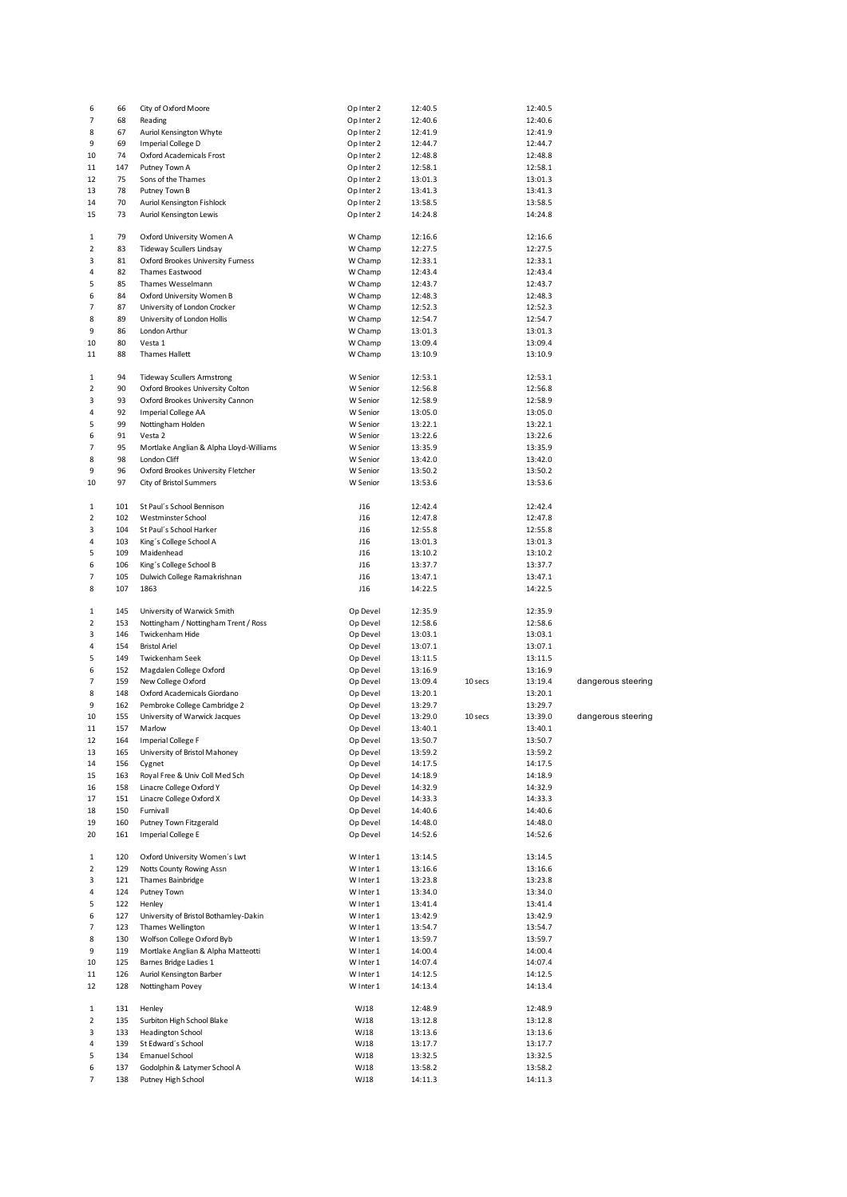| | | | | | | | |
|---|---|---|---|---|---|---|---|
| 6 | 66 | City of Oxford Moore | Op Inter 2 | 12:40.5 | | 12:40.5 | |
| 7 | 68 | Reading | Op Inter 2 | 12:40.6 | | 12:40.6 | |
| 8 | 67 | Auriol Kensington Whyte | Op Inter 2 | 12:41.9 | | 12:41.9 | |
| 9 | 69 | Imperial College D | Op Inter 2 | 12:44.7 | | 12:44.7 | |
| 10 | 74 | Oxford Academicals Frost | Op Inter 2 | 12:48.8 | | 12:48.8 | |
| 11 | 147 | Putney Town A | Op Inter 2 | 12:58.1 | | 12:58.1 | |
| 12 | 75 | Sons of the Thames | Op Inter 2 | 13:01.3 | | 13:01.3 | |
| 13 | 78 | Putney Town B | Op Inter 2 | 13:41.3 | | 13:41.3 | |
| 14 | 70 | Auriol Kensington Fishlock | Op Inter 2 | 13:58.5 | | 13:58.5 | |
| 15 | 73 | Auriol Kensington Lewis | Op Inter 2 | 14:24.8 | | 14:24.8 | |
| | | | | | | | |
| 1 | 79 | Oxford University Women A | W Champ | 12:16.6 | | 12:16.6 | |
| 2 | 83 | Tideway Scullers Lindsay | W Champ | 12:27.5 | | 12:27.5 | |
| 3 | 81 | Oxford Brookes University Furness | W Champ | 12:33.1 | | 12:33.1 | |
| 4 | 82 | Thames Eastwood | W Champ | 12:43.4 | | 12:43.4 | |
| 5 | 85 | Thames Wesselmann | W Champ | 12:43.7 | | 12:43.7 | |
| 6 | 84 | Oxford University Women B | W Champ | 12:48.3 | | 12:48.3 | |
| 7 | 87 | University of London Crocker | W Champ | 12:52.3 | | 12:52.3 | |
| 8 | 89 | University of London Hollis | W Champ | 12:54.7 | | 12:54.7 | |
| 9 | 86 | London Arthur | W Champ | 13:01.3 | | 13:01.3 | |
| 10 | 80 | Vesta 1 | W Champ | 13:09.4 | | 13:09.4 | |
| 11 | 88 | Thames Hallett | W Champ | 13:10.9 | | 13:10.9 | |
| | | | | | | | |
| 1 | 94 | Tideway Scullers Armstrong | W Senior | 12:53.1 | | 12:53.1 | |
| 2 | 90 | Oxford Brookes University Colton | W Senior | 12:56.8 | | 12:56.8 | |
| 3 | 93 | Oxford Brookes University Cannon | W Senior | 12:58.9 | | 12:58.9 | |
| 4 | 92 | Imperial College AA | W Senior | 13:05.0 | | 13:05.0 | |
| 5 | 99 | Nottingham Holden | W Senior | 13:22.1 | | 13:22.1 | |
| 6 | 91 | Vesta 2 | W Senior | 13:22.6 | | 13:22.6 | |
| 7 | 95 | Mortlake Anglian & Alpha Lloyd-Williams | W Senior | 13:35.9 | | 13:35.9 | |
| 8 | 98 | London Cliff | W Senior | 13:42.0 | | 13:42.0 | |
| 9 | 96 | Oxford Brookes University Fletcher | W Senior | 13:50.2 | | 13:50.2 | |
| 10 | 97 | City of Bristol Summers | W Senior | 13:53.6 | | 13:53.6 | |
| | | | | | | | |
| 1 | 101 | St Paul´s School Bennison | J16 | 12:42.4 | | 12:42.4 | |
| 2 | 102 | Westminster School | J16 | 12:47.8 | | 12:47.8 | |
| 3 | 104 | St Paul´s School Harker | J16 | 12:55.8 | | 12:55.8 | |
| 4 | 103 | King´s College School A | J16 | 13:01.3 | | 13:01.3 | |
| 5 | 109 | Maidenhead | J16 | 13:10.2 | | 13:10.2 | |
| 6 | 106 | King´s College School B | J16 | 13:37.7 | | 13:37.7 | |
| 7 | 105 | Dulwich College Ramakrishnan | J16 | 13:47.1 | | 13:47.1 | |
| 8 | 107 | 1863 | J16 | 14:22.5 | | 14:22.5 | |
| | | | | | | | |
| 1 | 145 | University of Warwick Smith | Op Devel | 12:35.9 | | 12:35.9 | |
| 2 | 153 | Nottingham / Nottingham Trent / Ross | Op Devel | 12:58.6 | | 12:58.6 | |
| 3 | 146 | Twickenham Hide | Op Devel | 13:03.1 | | 13:03.1 | |
| 4 | 154 | Bristol Ariel | Op Devel | 13:07.1 | | 13:07.1 | |
| 5 | 149 | Twickenham Seek | Op Devel | 13:11.5 | | 13:11.5 | |
| 6 | 152 | Magdalen College Oxford | Op Devel | 13:16.9 | | 13:16.9 | |
| 7 | 159 | New College Oxford | Op Devel | 13:09.4 | 10 secs | 13:19.4 | dangerous steering |
| 8 | 148 | Oxford Academicals Giordano | Op Devel | 13:20.1 | | 13:20.1 | |
| 9 | 162 | Pembroke College Cambridge 2 | Op Devel | 13:29.7 | | 13:29.7 | |
| 10 | 155 | University of Warwick Jacques | Op Devel | 13:29.0 | 10 secs | 13:39.0 | dangerous steering |
| 11 | 157 | Marlow | Op Devel | 13:40.1 | | 13:40.1 | |
| 12 | 164 | Imperial College F | Op Devel | 13:50.7 | | 13:50.7 | |
| 13 | 165 | University of Bristol Mahoney | Op Devel | 13:59.2 | | 13:59.2 | |
| 14 | 156 | Cygnet | Op Devel | 14:17.5 | | 14:17.5 | |
| 15 | 163 | Royal Free & Univ Coll Med Sch | Op Devel | 14:18.9 | | 14:18.9 | |
| 16 | 158 | Linacre College Oxford Y | Op Devel | 14:32.9 | | 14:32.9 | |
| 17 | 151 | Linacre College Oxford X | Op Devel | 14:33.3 | | 14:33.3 | |
| 18 | 150 | Furnivall | Op Devel | 14:40.6 | | 14:40.6 | |
| 19 | 160 | Putney Town Fitzgerald | Op Devel | 14:48.0 | | 14:48.0 | |
| 20 | 161 | Imperial College E | Op Devel | 14:52.6 | | 14:52.6 | |
| | | | | | | | |
| 1 | 120 | Oxford University Women´s Lwt | W Inter 1 | 13:14.5 | | 13:14.5 | |
| 2 | 129 | Notts County Rowing Assn | W Inter 1 | 13:16.6 | | 13:16.6 | |
| 3 | 121 | Thames Bainbridge | W Inter 1 | 13:23.8 | | 13:23.8 | |
| 4 | 124 | Putney Town | W Inter 1 | 13:34.0 | | 13:34.0 | |
| 5 | 122 | Henley | W Inter 1 | 13:41.4 | | 13:41.4 | |
| 6 | 127 | University of Bristol Bothamley-Dakin | W Inter 1 | 13:42.9 | | 13:42.9 | |
| 7 | 123 | Thames Wellington | W Inter 1 | 13:54.7 | | 13:54.7 | |
| 8 | 130 | Wolfson College Oxford Byb | W Inter 1 | 13:59.7 | | 13:59.7 | |
| 9 | 119 | Mortlake Anglian & Alpha Matteotti | W Inter 1 | 14:00.4 | | 14:00.4 | |
| 10 | 125 | Barnes Bridge Ladies 1 | W Inter 1 | 14:07.4 | | 14:07.4 | |
| 11 | 126 | Auriol Kensington Barber | W Inter 1 | 14:12.5 | | 14:12.5 | |
| 12 | 128 | Nottingham Povey | W Inter 1 | 14:13.4 | | 14:13.4 | |
| | | | | | | | |
| 1 | 131 | Henley | WJ18 | 12:48.9 | | 12:48.9 | |
| 2 | 135 | Surbiton High School Blake | WJ18 | 13:12.8 | | 13:12.8 | |
| 3 | 133 | Headington School | WJ18 | 13:13.6 | | 13:13.6 | |
| 4 | 139 | St Edward´s School | WJ18 | 13:17.7 | | 13:17.7 | |
| 5 | 134 | Emanuel School | WJ18 | 13:32.5 | | 13:32.5 | |
| 6 | 137 | Godolphin & Latymer School A | WJ18 | 13:58.2 | | 13:58.2 | |
| 7 | 138 | Putney High School | WJ18 | 14:11.3 | | 14:11.3 | |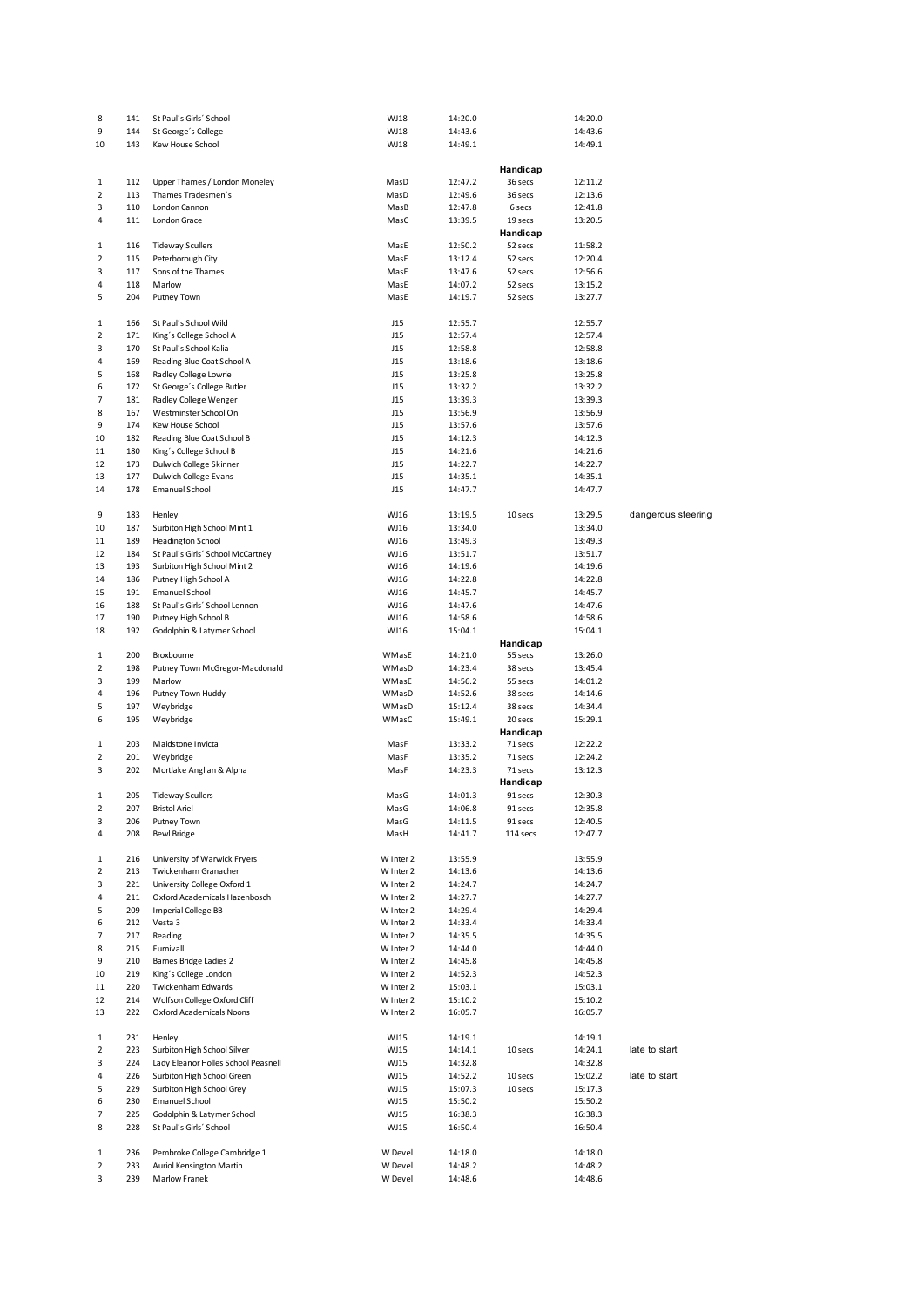| | | | | | | | |
|---|---|---|---|---|---|---|---|
| 8 | 141 | St Paul´s Girls´ School | WJ18 | 14:20.0 | | 14:20.0 | |
| 9 | 144 | St George´s College | WJ18 | 14:43.6 | | 14:43.6 | |
| 10 | 143 | Kew House School | WJ18 | 14:49.1 | | 14:49.1 | |
| | | | | | **Handicap** | | |
| 1 | 112 | Upper Thames / London Moneley | MasD | 12:47.2 | 36 secs | 12:11.2 | |
| 2 | 113 | Thames Tradesmen´s | MasD | 12:49.6 | 36 secs | 12:13.6 | |
| 3 | 110 | London Cannon | MasB | 12:47.8 | 6 secs | 12:41.8 | |
| 4 | 111 | London Grace | MasC | 13:39.5 | 19 secs | 13:20.5 | |
| | | | | | **Handicap** | | |
| 1 | 116 | Tideway Scullers | MasE | 12:50.2 | 52 secs | 11:58.2 | |
| 2 | 115 | Peterborough City | MasE | 13:12.4 | 52 secs | 12:20.4 | |
| 3 | 117 | Sons of the Thames | MasE | 13:47.6 | 52 secs | 12:56.6 | |
| 4 | 118 | Marlow | MasE | 14:07.2 | 52 secs | 13:15.2 | |
| 5 | 204 | Putney Town | MasE | 14:19.7 | 52 secs | 13:27.7 | |
| | | | | | | | |
| 1 | 166 | St Paul´s School Wild | J15 | 12:55.7 | | 12:55.7 | |
| 2 | 171 | King´s College School A | J15 | 12:57.4 | | 12:57.4 | |
| 3 | 170 | St Paul´s School Kalia | J15 | 12:58.8 | | 12:58.8 | |
| 4 | 169 | Reading Blue Coat School A | J15 | 13:18.6 | | 13:18.6 | |
| 5 | 168 | Radley College Lowrie | J15 | 13:25.8 | | 13:25.8 | |
| 6 | 172 | St George´s College Butler | J15 | 13:32.2 | | 13:32.2 | |
| 7 | 181 | Radley College Wenger | J15 | 13:39.3 | | 13:39.3 | |
| 8 | 167 | Westminster School On | J15 | 13:56.9 | | 13:56.9 | |
| 9 | 174 | Kew House School | J15 | 13:57.6 | | 13:57.6 | |
| 10 | 182 | Reading Blue Coat School B | J15 | 14:12.3 | | 14:12.3 | |
| 11 | 180 | King´s College School B | J15 | 14:21.6 | | 14:21.6 | |
| 12 | 173 | Dulwich College Skinner | J15 | 14:22.7 | | 14:22.7 | |
| 13 | 177 | Dulwich College Evans | J15 | 14:35.1 | | 14:35.1 | |
| 14 | 178 | Emanuel School | J15 | 14:47.7 | | 14:47.7 | |
| | | | | | | | |
| 9 | 183 | Henley | WJ16 | 13:19.5 | 10 secs | 13:29.5 | dangerous steering |
| 10 | 187 | Surbiton High School Mint 1 | WJ16 | 13:34.0 | | 13:34.0 | |
| 11 | 189 | Headington School | WJ16 | 13:49.3 | | 13:49.3 | |
| 12 | 184 | St Paul´s Girls´ School McCartney | WJ16 | 13:51.7 | | 13:51.7 | |
| 13 | 193 | Surbiton High School Mint 2 | WJ16 | 14:19.6 | | 14:19.6 | |
| 14 | 186 | Putney High School A | WJ16 | 14:22.8 | | 14:22.8 | |
| 15 | 191 | Emanuel School | WJ16 | 14:45.7 | | 14:45.7 | |
| 16 | 188 | St Paul´s Girls´ School Lennon | WJ16 | 14:47.6 | | 14:47.6 | |
| 17 | 190 | Putney High School B | WJ16 | 14:58.6 | | 14:58.6 | |
| 18 | 192 | Godolphin & Latymer School | WJ16 | 15:04.1 | | 15:04.1 | |
| | | | | | **Handicap** | | |
| 1 | 200 | Broxbourne | WMasE | 14:21.0 | 55 secs | 13:26.0 | |
| 2 | 198 | Putney Town McGregor-Macdonald | WMasD | 14:23.4 | 38 secs | 13:45.4 | |
| 3 | 199 | Marlow | WMasE | 14:56.2 | 55 secs | 14:01.2 | |
| 4 | 196 | Putney Town Huddy | WMasD | 14:52.6 | 38 secs | 14:14.6 | |
| 5 | 197 | Weybridge | WMasD | 15:12.4 | 38 secs | 14:34.4 | |
| 6 | 195 | Weybridge | WMasC | 15:49.1 | 20 secs | 15:29.1 | |
| | | | | | **Handicap** | | |
| 1 | 203 | Maidstone Invicta | MasF | 13:33.2 | 71 secs | 12:22.2 | |
| 2 | 201 | Weybridge | MasF | 13:35.2 | 71 secs | 12:24.2 | |
| 3 | 202 | Mortlake Anglian & Alpha | MasF | 14:23.3 | 71 secs | 13:12.3 | |
| | | | | | **Handicap** | | |
| 1 | 205 | Tideway Scullers | MasG | 14:01.3 | 91 secs | 12:30.3 | |
| 2 | 207 | Bristol Ariel | MasG | 14:06.8 | 91 secs | 12:35.8 | |
| 3 | 206 | Putney Town | MasG | 14:11.5 | 91 secs | 12:40.5 | |
| 4 | 208 | Bewl Bridge | MasH | 14:41.7 | 114 secs | 12:47.7 | |
| | | | | | | | |
| 1 | 216 | University of Warwick Fryers | W Inter 2 | 13:55.9 | | 13:55.9 | |
| 2 | 213 | Twickenham Granacher | W Inter 2 | 14:13.6 | | 14:13.6 | |
| 3 | 221 | University College Oxford 1 | W Inter 2 | 14:24.7 | | 14:24.7 | |
| 4 | 211 | Oxford Academicals Hazenbosch | W Inter 2 | 14:27.7 | | 14:27.7 | |
| 5 | 209 | Imperial College BB | W Inter 2 | 14:29.4 | | 14:29.4 | |
| 6 | 212 | Vesta 3 | W Inter 2 | 14:33.4 | | 14:33.4 | |
| 7 | 217 | Reading | W Inter 2 | 14:35.5 | | 14:35.5 | |
| 8 | 215 | Furnivall | W Inter 2 | 14:44.0 | | 14:44.0 | |
| 9 | 210 | Barnes Bridge Ladies 2 | W Inter 2 | 14:45.8 | | 14:45.8 | |
| 10 | 219 | King´s College London | W Inter 2 | 14:52.3 | | 14:52.3 | |
| 11 | 220 | Twickenham Edwards | W Inter 2 | 15:03.1 | | 15:03.1 | |
| 12 | 214 | Wolfson College Oxford Cliff | W Inter 2 | 15:10.2 | | 15:10.2 | |
| 13 | 222 | Oxford Academicals Noons | W Inter 2 | 16:05.7 | | 16:05.7 | |
| | | | | | | | |
| 1 | 231 | Henley | WJ15 | 14:19.1 | | 14:19.1 | |
| 2 | 223 | Surbiton High School Silver | WJ15 | 14:14.1 | 10 secs | 14:24.1 | late to start |
| 3 | 224 | Lady Eleanor Holles School Peasnell | WJ15 | 14:32.8 | | 14:32.8 | |
| 4 | 226 | Surbiton High School Green | WJ15 | 14:52.2 | 10 secs | 15:02.2 | late to start |
| 5 | 229 | Surbiton High School Grey | WJ15 | 15:07.3 | 10 secs | 15:17.3 | |
| 6 | 230 | Emanuel School | WJ15 | 15:50.2 | | 15:50.2 | |
| 7 | 225 | Godolphin & Latymer School | WJ15 | 16:38.3 | | 16:38.3 | |
| 8 | 228 | St Paul´s Girls´ School | WJ15 | 16:50.4 | | 16:50.4 | |
| | | | | | | | |
| 1 | 236 | Pembroke College Cambridge 1 | W Devel | 14:18.0 | | 14:18.0 | |
| 2 | 233 | Auriol Kensington Martin | W Devel | 14:48.2 | | 14:48.2 | |
| 3 | 239 | Marlow Franek | W Devel | 14:48.6 | | 14:48.6 | |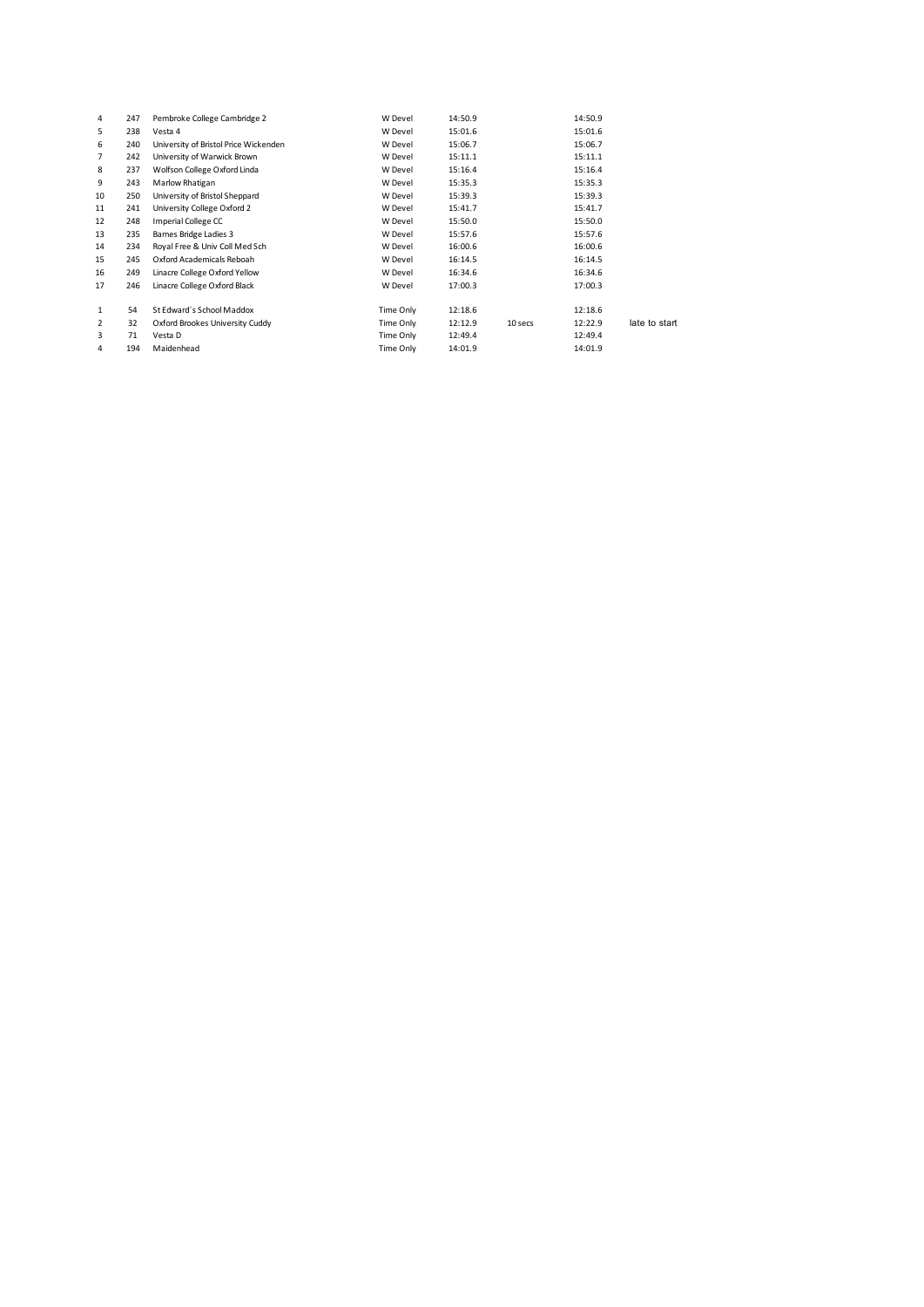| | | | | | | | |
|---|---|---|---|---|---|---|---|
| 4 | 247 | Pembroke College Cambridge 2 | W Devel | 14:50.9 | | 14:50.9 | |
| 5 | 238 | Vesta 4 | W Devel | 15:01.6 | | 15:01.6 | |
| 6 | 240 | University of Bristol Price Wickenden | W Devel | 15:06.7 | | 15:06.7 | |
| 7 | 242 | University of Warwick Brown | W Devel | 15:11.1 | | 15:11.1 | |
| 8 | 237 | Wolfson College Oxford Linda | W Devel | 15:16.4 | | 15:16.4 | |
| 9 | 243 | Marlow Rhatigan | W Devel | 15:35.3 | | 15:35.3 | |
| 10 | 250 | University of Bristol Sheppard | W Devel | 15:39.3 | | 15:39.3 | |
| 11 | 241 | University College Oxford 2 | W Devel | 15:41.7 | | 15:41.7 | |
| 12 | 248 | Imperial College CC | W Devel | 15:50.0 | | 15:50.0 | |
| 13 | 235 | Barnes Bridge Ladies 3 | W Devel | 15:57.6 | | 15:57.6 | |
| 14 | 234 | Royal Free & Univ Coll Med Sch | W Devel | 16:00.6 | | 16:00.6 | |
| 15 | 245 | Oxford Academicals Reboah | W Devel | 16:14.5 | | 16:14.5 | |
| 16 | 249 | Linacre College Oxford Yellow | W Devel | 16:34.6 | | 16:34.6 | |
| 17 | 246 | Linacre College Oxford Black | W Devel | 17:00.3 | | 17:00.3 | |
| | | | | | | | |
| 1 | 54 | St Edward´s School Maddox | Time Only | 12:18.6 | | 12:18.6 | |
| 2 | 32 | Oxford Brookes University Cuddy | Time Only | 12:12.9 | 10 secs | 12:22.9 | late to start |
| 3 | 71 | Vesta D | Time Only | 12:49.4 | | 12:49.4 | |
| 4 | 194 | Maidenhead | Time Only | 14:01.9 | | 14:01.9 | |